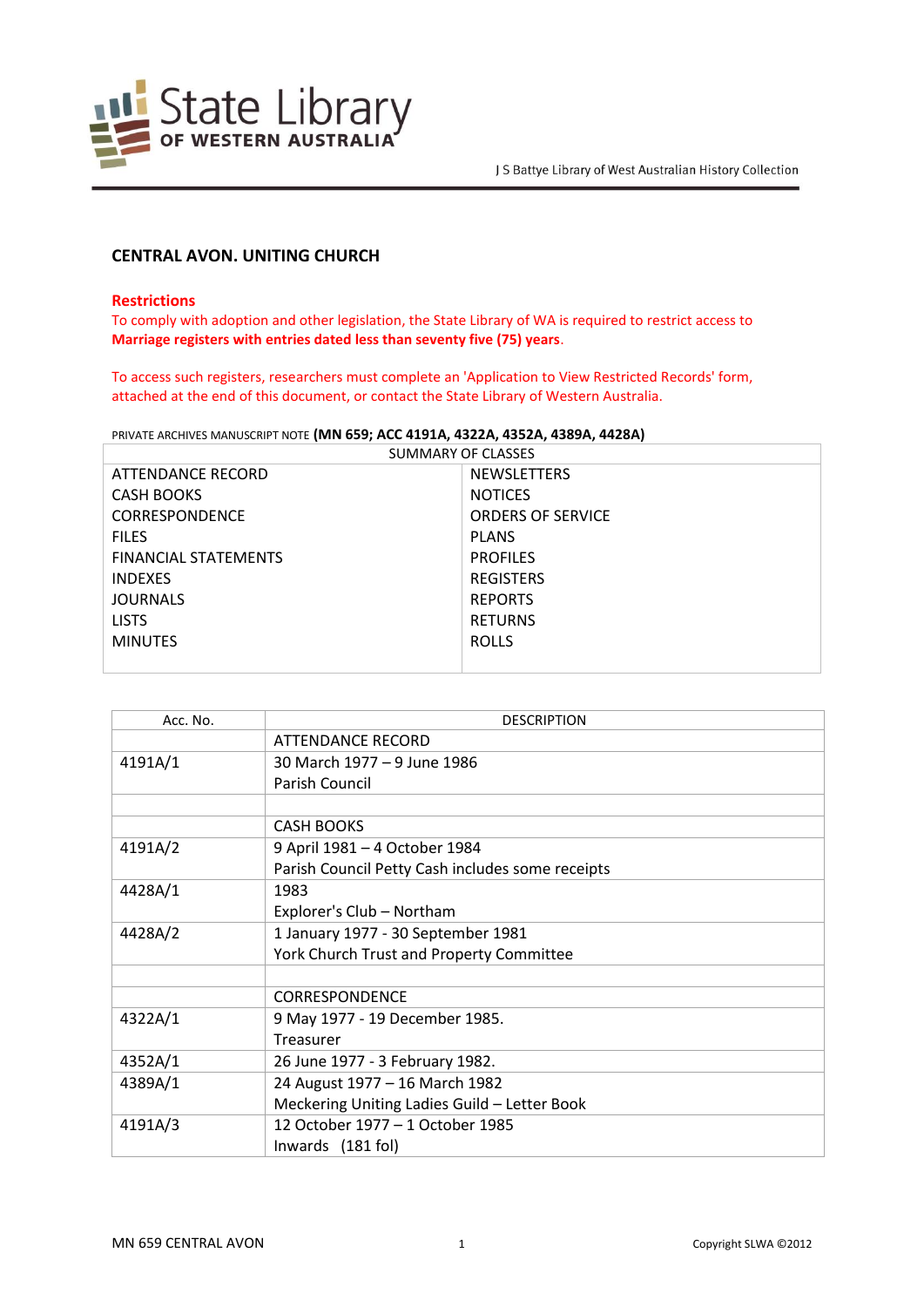J S Battye Library of West Australian History Collection

# CENTRAL AVON. UNITING CHURCH

**Restrictions**

To comply with adoption and other legislation, the State Library of WA is required to restrict access to **Marriage registers with entries dated less than seventy five (75) years**.

To access such registers, researchers must complete an 'Application to View Restricted Records' form, attached at the end of this document, or contact the State Library of Western Australia.

PRIVATE ARCHIVES MANUSCRIPT NOTE **(MN 659; ACC 4191A, 4322A, 4352A, 4389A, 4428A)**

| SUMMARY OF CLASSES | |
|---|---|
| ATTENDANCE RECORD | NEWSLETTERS |
| CASH BOOKS | NOTICES |
| CORRESPONDENCE | ORDERS OF SERVICE |
| FILES | PLANS |
| FINANCIAL STATEMENTS | PROFILES |
| INDEXES | REGISTERS |
| JOURNALS | REPORTS |
| LISTS | RETURNS |
| MINUTES | ROLLS |

| Acc. No. | DESCRIPTION |
|---|---|
| | ATTENDANCE RECORD |
| 4191A/1 | 30 March 1977 – 9 June 1986<br>Parish Council |
| | |
| | CASH BOOKS |
| 4191A/2 | 9 April 1981 – 4 October 1984<br>Parish Council Petty Cash includes some receipts |
| 4428A/1 | 1983<br>Explorer's Club – Northam |
| 4428A/2 | 1 January 1977 - 30 September 1981<br>York Church Trust and Property Committee |
| | |
| | CORRESPONDENCE |
| 4322A/1 | 9 May 1977 - 19 December 1985.<br>Treasurer |
| 4352A/1 | 26 June 1977 - 3 February 1982. |
| 4389A/1 | 24 August 1977 – 16 March 1982<br>Meckering Uniting Ladies Guild – Letter Book |
| 4191A/3 | 12 October 1977 – 1 October 1985<br>Inwards (181 fol) |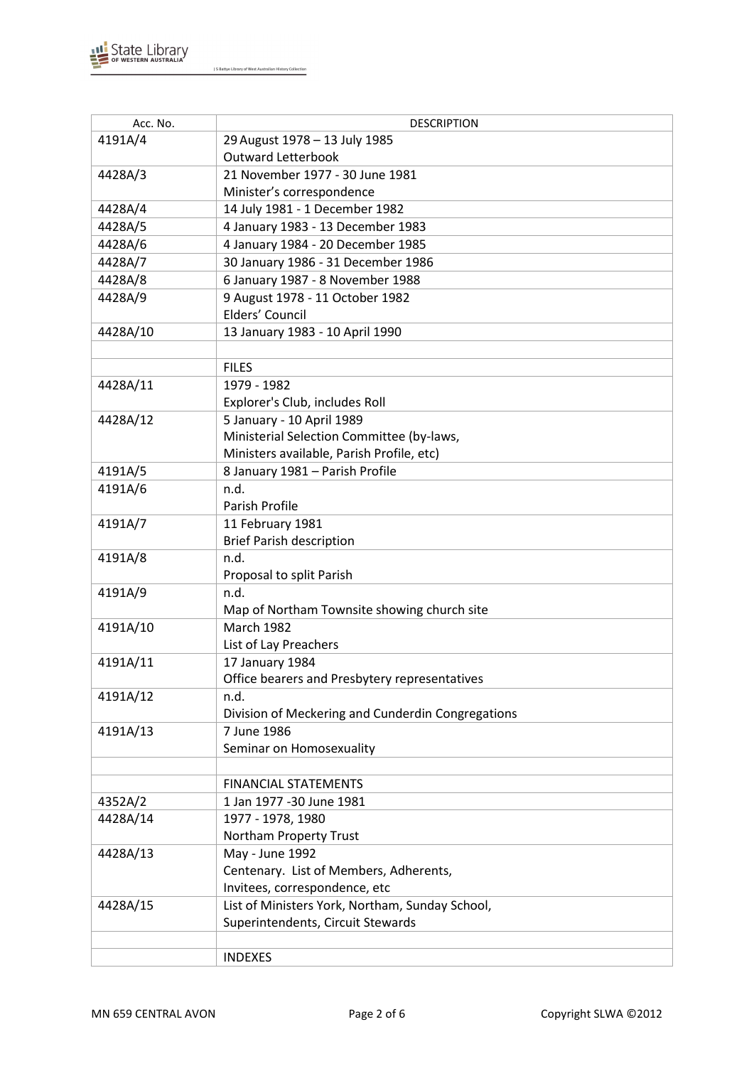| Acc. No. | DESCRIPTION |
| --- | --- |
| 4191A/4 | 29 August 1978 – 13 July 1985<br>Outward Letterbook |
| 4428A/3 | 21 November 1977 - 30 June 1981<br>Minister's correspondence |
| 4428A/4 | 14 July 1981 - 1 December 1982 |
| 4428A/5 | 4 January 1983 - 13 December 1983 |
| 4428A/6 | 4 January 1984 - 20 December 1985 |
| 4428A/7 | 30 January 1986 - 31 December 1986 |
| 4428A/8 | 6 January 1987 - 8 November 1988 |
| 4428A/9 | 9 August 1978 - 11 October 1982<br>Elders' Council |
| 4428A/10 | 13 January 1983 - 10 April 1990 |
| | |
| | FILES |
| 4428A/11 | 1979 - 1982<br>Explorer's Club, includes Roll |
| 4428A/12 | 5 January - 10 April 1989<br>Ministerial Selection Committee (by-laws, Ministers available, Parish Profile, etc) |
| 4191A/5 | 8 January 1981 – Parish Profile |
| 4191A/6 | n.d.<br>Parish Profile |
| 4191A/7 | 11 February 1981<br>Brief Parish description |
| 4191A/8 | n.d.<br>Proposal to split Parish |
| 4191A/9 | n.d.<br>Map of Northam Townsite showing church site |
| 4191A/10 | March 1982<br>List of Lay Preachers |
| 4191A/11 | 17 January 1984<br>Office bearers and Presbytery representatives |
| 4191A/12 | n.d.<br>Division of Meckering and Cunderdin Congregations |
| 4191A/13 | 7 June 1986<br>Seminar on Homosexuality |
| | |
| | FINANCIAL STATEMENTS |
| 4352A/2 | 1 Jan 1977 -30 June 1981 |
| 4428A/14 | 1977 - 1978, 1980<br>Northam Property Trust |
| 4428A/13 | May - June 1992<br>Centenary. List of Members, Adherents, Invitees, correspondence, etc |
| 4428A/15 | List of Ministers York, Northam, Sunday School, Superintendents, Circuit Stewards |
| | |
| | INDEXES |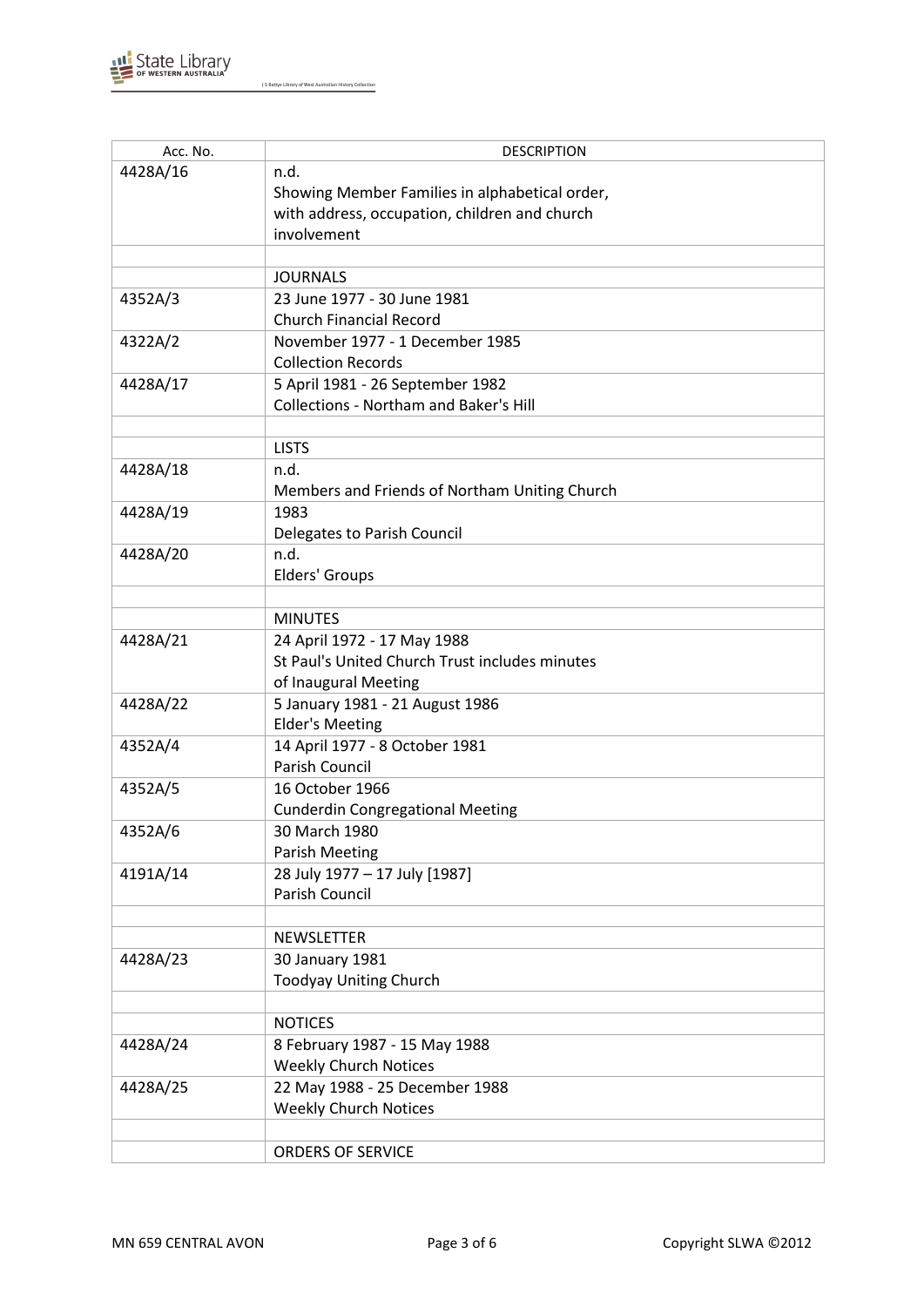| Acc. No. | DESCRIPTION |
|---|---|
| 4428A/16 | n.d.<br>Showing Member Families in alphabetical order, with address, occupation, children and church involvement |
| | |
| | JOURNALS |
| 4352A/3 | 23 June 1977 - 30 June 1981<br>Church Financial Record |
| 4322A/2 | November 1977 - 1 December 1985<br>Collection Records |
| 4428A/17 | 5 April 1981 - 26 September 1982<br>Collections - Northam and Baker's Hill |
| | |
| | LISTS |
| 4428A/18 | n.d.<br>Members and Friends of Northam Uniting Church |
| 4428A/19 | 1983<br>Delegates to Parish Council |
| 4428A/20 | n.d.<br>Elders' Groups |
| | |
| | MINUTES |
| 4428A/21 | 24 April 1972 - 17 May 1988<br>St Paul's United Church Trust includes minutes of Inaugural Meeting |
| 4428A/22 | 5 January 1981 - 21 August 1986<br>Elder's Meeting |
| 4352A/4 | 14 April 1977 - 8 October 1981<br>Parish Council |
| 4352A/5 | 16 October 1966<br>Cunderdin Congregational Meeting |
| 4352A/6 | 30 March 1980<br>Parish Meeting |
| 4191A/14 | 28 July 1977 – 17 July [1987]<br>Parish Council |
| | |
| | NEWSLETTER |
| 4428A/23 | 30 January 1981<br>Toodyay Uniting Church |
| | |
| | NOTICES |
| 4428A/24 | 8 February 1987 - 15 May 1988<br>Weekly Church Notices |
| 4428A/25 | 22 May 1988 - 25 December 1988<br>Weekly Church Notices |
| | |
| | ORDERS OF SERVICE |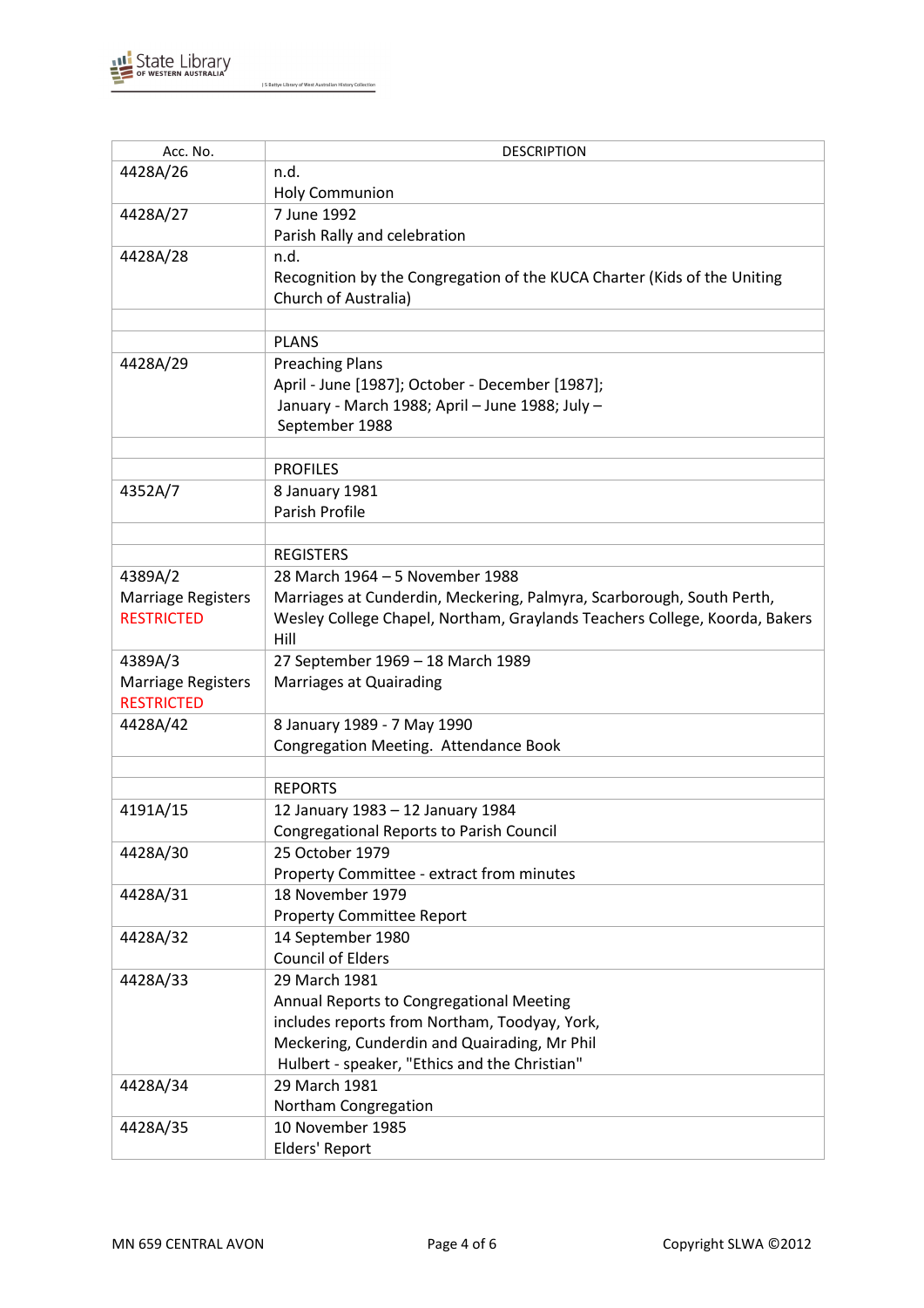| Acc. No. | DESCRIPTION |
|---|---|
| 4428A/26 | n.d.<br>Holy Communion |
| 4428A/27 | 7 June 1992<br>Parish Rally and celebration |
| 4428A/28 | n.d.<br>Recognition by the Congregation of the KUCA Charter (Kids of the Uniting Church of Australia) |
| | |
| | PLANS |
| 4428A/29 | Preaching Plans<br>April - June [1987]; October - December [1987];<br>January - March 1988; April – June 1988; July – September 1988 |
| | |
| | PROFILES |
| 4352A/7 | 8 January 1981<br>Parish Profile |
| | |
| | REGISTERS |
| 4389A/2<br>Marriage Registers<br>RESTRICTED | 28 March 1964 – 5 November 1988<br>Marriages at Cunderdin, Meckering, Palmyra, Scarborough, South Perth, Wesley College Chapel, Northam, Graylands Teachers College, Koorda, Bakers Hill |
| 4389A/3<br>Marriage Registers<br>RESTRICTED | 27 September 1969 – 18 March 1989<br>Marriages at Quairading |
| 4428A/42 | 8 January 1989 - 7 May 1990<br>Congregation Meeting. Attendance Book |
| | |
| | REPORTS |
| 4191A/15 | 12 January 1983 – 12 January 1984<br>Congregational Reports to Parish Council |
| 4428A/30 | 25 October 1979<br>Property Committee - extract from minutes |
| 4428A/31 | 18 November 1979<br>Property Committee Report |
| 4428A/32 | 14 September 1980<br>Council of Elders |
| 4428A/33 | 29 March 1981<br>Annual Reports to Congregational Meeting<br>includes reports from Northam, Toodyay, York, Meckering, Cunderdin and Quairading, Mr Phil Hulbert - speaker, "Ethics and the Christian" |
| 4428A/34 | 29 March 1981<br>Northam Congregation |
| 4428A/35 | 10 November 1985<br>Elders' Report |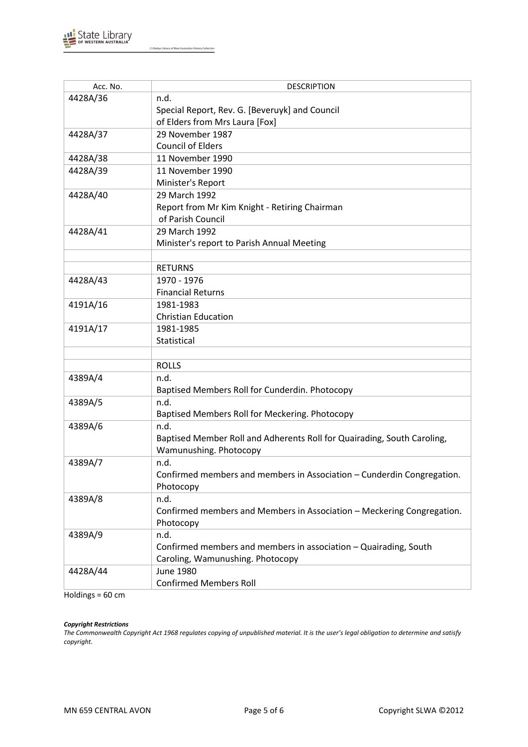| Acc. No. | DESCRIPTION |
|---|---|
| 4428A/36 | n.d.<br>Special Report, Rev. G. [Beveruyk] and Council of Elders from Mrs Laura [Fox] |
| 4428A/37 | 29 November 1987<br>Council of Elders |
| 4428A/38 | 11 November 1990 |
| 4428A/39 | 11 November 1990<br>Minister's Report |
| 4428A/40 | 29 March 1992<br>Report from Mr Kim Knight - Retiring Chairman of Parish Council |
| 4428A/41 | 29 March 1992<br>Minister's report to Parish Annual Meeting |
| | |
| | RETURNS |
| 4428A/43 | 1970 - 1976<br>Financial Returns |
| 4191A/16 | 1981-1983<br>Christian Education |
| 4191A/17 | 1981-1985<br>Statistical |
| | |
| | ROLLS |
| 4389A/4 | n.d.<br>Baptised Members Roll for Cunderdin. Photocopy |
| 4389A/5 | n.d.<br>Baptised Members Roll for Meckering. Photocopy |
| 4389A/6 | n.d.<br>Baptised Member Roll and Adherents Roll for Quairading, South Caroling, Wamunushing. Photocopy |
| 4389A/7 | n.d.<br>Confirmed members and members in Association – Cunderdin Congregation. Photocopy |
| 4389A/8 | n.d.<br>Confirmed members and Members in Association – Meckering Congregation. Photocopy |
| 4389A/9 | n.d.<br>Confirmed members and members in association – Quairading, South Caroling, Wamunushing. Photocopy |
| 4428A/44 | June 1980<br>Confirmed Members Roll |

Holdings = 60 cm

***Copyright Restrictions***

*The Commonwealth Copyright Act 1968 regulates copying of unpublished material. It is the user's legal obligation to determine and satisfy copyright.*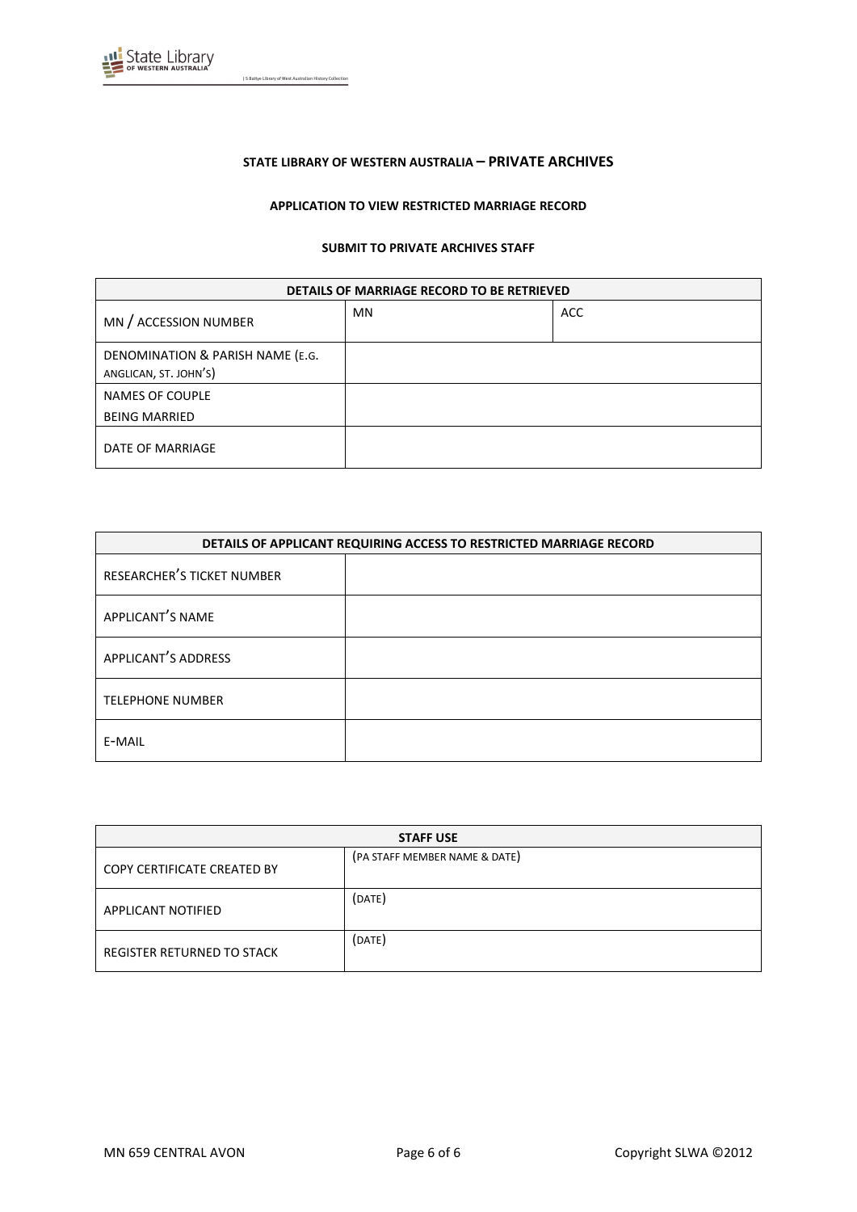**STATE LIBRARY OF WESTERN AUSTRALIA – PRIVATE ARCHIVES**

**APPLICATION TO VIEW RESTRICTED MARRIAGE RECORD**

**SUBMIT TO PRIVATE ARCHIVES STAFF**

| **DETAILS OF MARRIAGE RECORD TO BE RETRIEVED** | | |
|---|---|---|
| MN / ACCESSION NUMBER | MN | ACC |
| DENOMINATION & PARISH NAME (E.G. ANGLICAN, ST. JOHN'S) | | |
| NAMES OF COUPLE BEING MARRIED | | |
| DATE OF MARRIAGE | | |

| **DETAILS OF APPLICANT REQUIRING ACCESS TO RESTRICTED MARRIAGE RECORD** | |
|---|---|
| RESEARCHER'S TICKET NUMBER | |
| APPLICANT'S NAME | |
| APPLICANT'S ADDRESS | |
| TELEPHONE NUMBER | |
| E-MAIL | |

| **STAFF USE** | |
|---|---|
| COPY CERTIFICATE CREATED BY | (PA STAFF MEMBER NAME & DATE) |
| APPLICANT NOTIFIED | (DATE) |
| REGISTER RETURNED TO STACK | (DATE) |